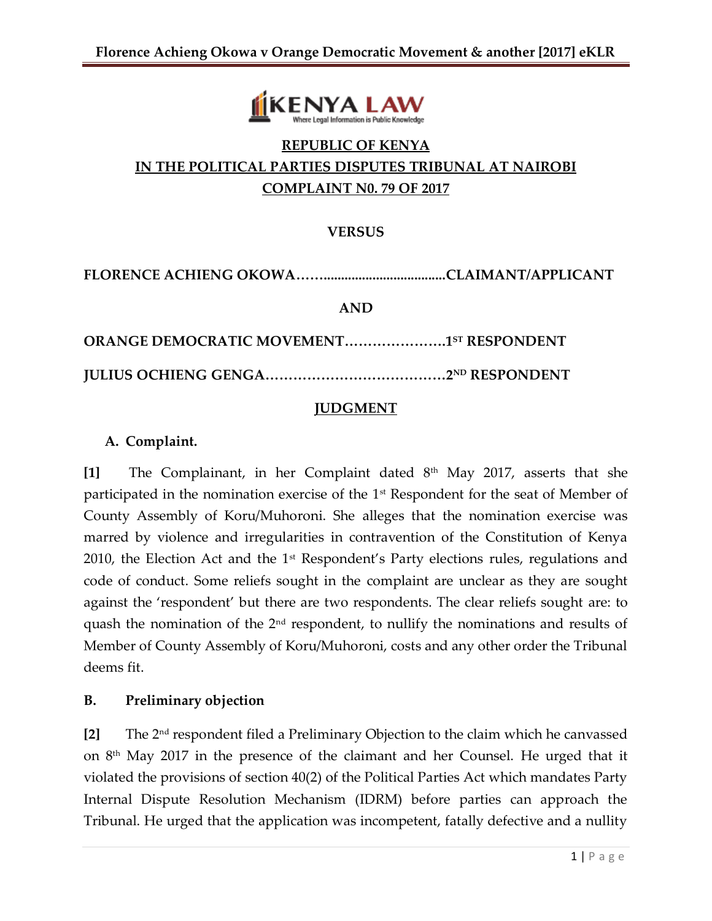**REPUBLIC OF KENYA**

**IN THE POLITICAL PARTIES DISPUTES TRIBUNAL AT NAIROBI**

**COMPLAINT N0. 79 OF 2017**

**VERSUS**

**FLORENCE ACHIENG OKOWA……...................................CLAIMANT/APPLICANT**

**AND**

**ORANGE DEMOCRATIC MOVEMENT………………….1ST RESPONDENT**

**JULIUS OCHIENG GENGA…………………………………2ND RESPONDENT**

## JUDGMENT

### A. Complaint.

**[1]** The Complainant, in her Complaint dated 8th May 2017, asserts that she participated in the nomination exercise of the 1st Respondent for the seat of Member of County Assembly of Koru/Muhoroni. She alleges that the nomination exercise was marred by violence and irregularities in contravention of the Constitution of Kenya 2010, the Election Act and the 1st Respondent's Party elections rules, regulations and code of conduct. Some reliefs sought in the complaint are unclear as they are sought against the 'respondent' but there are two respondents. The clear reliefs sought are: to quash the nomination of the 2nd respondent, to nullify the nominations and results of Member of County Assembly of Koru/Muhoroni, costs and any other order the Tribunal deems fit.

### B. Preliminary objection

**[2]** The 2nd respondent filed a Preliminary Objection to the claim which he canvassed on 8th May 2017 in the presence of the claimant and her Counsel. He urged that it violated the provisions of section 40(2) of the Political Parties Act which mandates Party Internal Dispute Resolution Mechanism (IDRM) before parties can approach the Tribunal. He urged that the application was incompetent, fatally defective and a nullity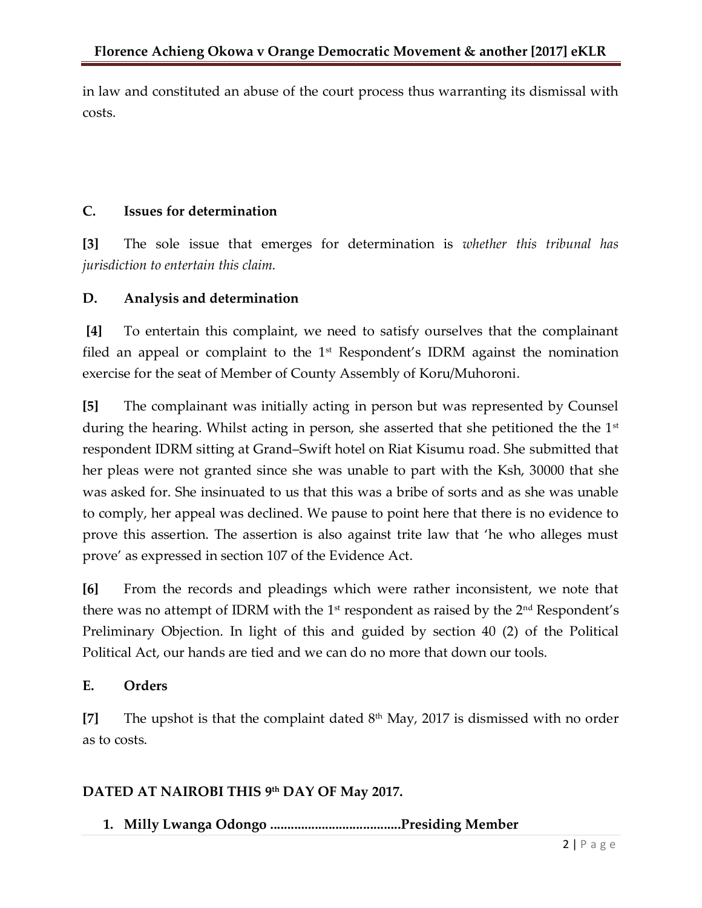in law and constituted an abuse of the court process thus warranting its dismissal with costs.

## C. Issues for determination

**[3]** The sole issue that emerges for determination is *whether this tribunal has jurisdiction to entertain this claim.*

## D. Analysis and determination

**[4]** To entertain this complaint, we need to satisfy ourselves that the complainant filed an appeal or complaint to the 1st Respondent's IDRM against the nomination exercise for the seat of Member of County Assembly of Koru/Muhoroni.

**[5]** The complainant was initially acting in person but was represented by Counsel during the hearing. Whilst acting in person, she asserted that she petitioned the the 1st respondent IDRM sitting at Grand–Swift hotel on Riat Kisumu road. She submitted that her pleas were not granted since she was unable to part with the Ksh, 30000 that she was asked for. She insinuated to us that this was a bribe of sorts and as she was unable to comply, her appeal was declined. We pause to point here that there is no evidence to prove this assertion. The assertion is also against trite law that 'he who alleges must prove' as expressed in section 107 of the Evidence Act.

**[6]** From the records and pleadings which were rather inconsistent, we note that there was no attempt of IDRM with the 1st respondent as raised by the 2nd Respondent's Preliminary Objection. In light of this and guided by section 40 (2) of the Political Political Act, our hands are tied and we can do no more that down our tools.

## E. Orders

**[7]** The upshot is that the complaint dated 8th May, 2017 is dismissed with no order as to costs.

**DATED AT NAIROBI THIS 9th DAY OF May 2017.**

1. **Milly Lwanga Odongo .....................................Presiding Member**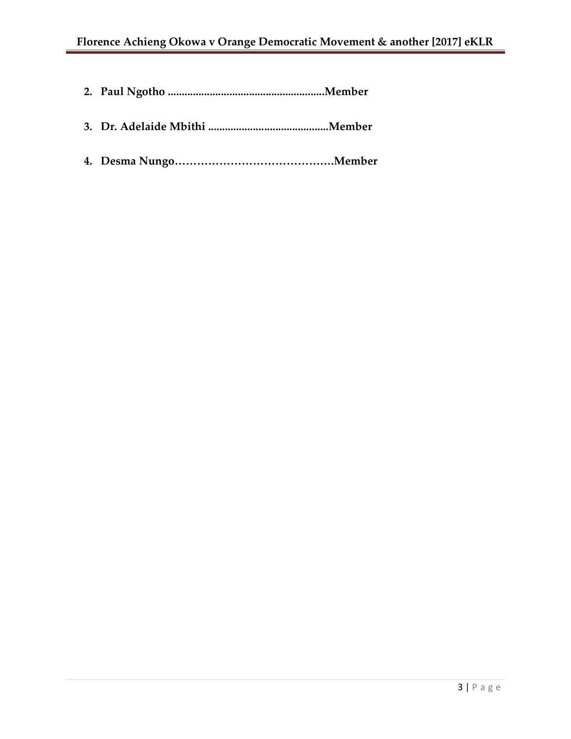2. **Paul Ngotho ........................................................Member**

3. **Dr. Adelaide Mbithi ...........................................Member**

4. **Desma Nungo…………………………………….Member**